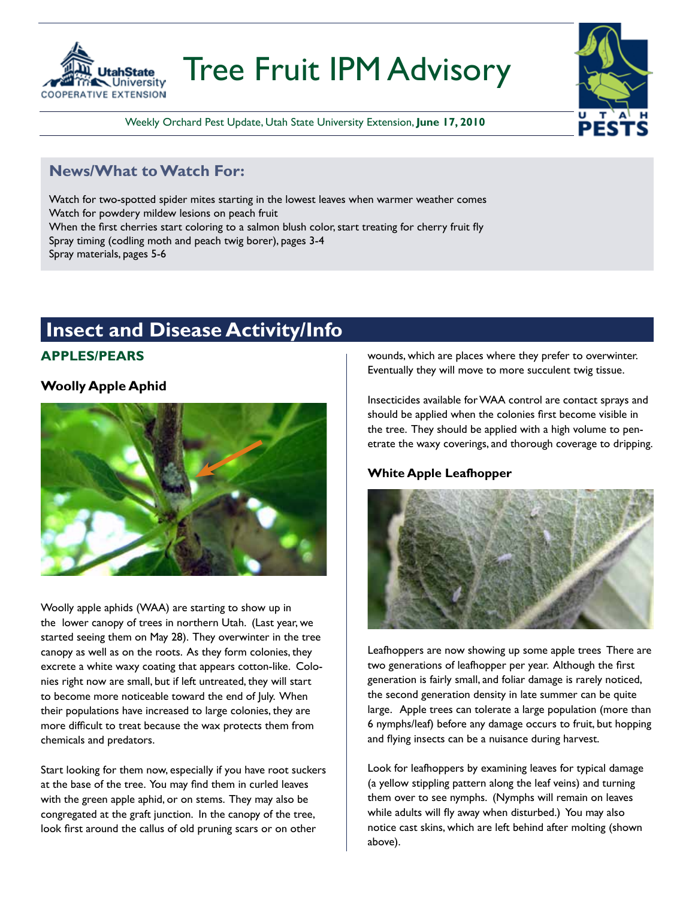# Tree Fruit IPM Advisory

Weekly Orchard Pest Update, Utah State University Extension, **June 17, 2010**

## News/What to Watch For:

Watch for two-spotted spider mites starting in the lowest leaves when warmer weather comes
Watch for powdery mildew lesions on peach fruit
When the first cherries start coloring to a salmon blush color, start treating for cherry fruit fly
Spray timing (codling moth and peach twig borer), pages 3-4
Spray materials, pages 5-6

# Insect and Disease Activity/Info

## APPLES/PEARS

### Woolly Apple Aphid

Woolly apple aphids (WAA) are starting to show up in the lower canopy of trees in northern Utah. (Last year, we started seeing them on May 28). They overwinter in the tree canopy as well as on the roots. As they form colonies, they excrete a white waxy coating that appears cotton-like. Colonies right now are small, but if left untreated, they will start to become more noticeable toward the end of July. When their populations have increased to large colonies, they are more difficult to treat because the wax protects them from chemicals and predators.

Start looking for them now, especially if you have root suckers at the base of the tree. You may find them in curled leaves with the green apple aphid, or on stems. They may also be congregated at the graft junction. In the canopy of the tree, look first around the callus of old pruning scars or on other wounds, which are places where they prefer to overwinter. Eventually they will move to more succulent twig tissue.

Insecticides available for WAA control are contact sprays and should be applied when the colonies first become visible in the tree. They should be applied with a high volume to penetrate the waxy coverings, and thorough coverage to dripping.

### White Apple Leafhopper

Leafhoppers are now showing up some apple trees There are two generations of leafhopper per year. Although the first generation is fairly small, and foliar damage is rarely noticed, the second generation density in late summer can be quite large. Apple trees can tolerate a large population (more than 6 nymphs/leaf) before any damage occurs to fruit, but hopping and flying insects can be a nuisance during harvest.

Look for leafhoppers by examining leaves for typical damage (a yellow stippling pattern along the leaf veins) and turning them over to see nymphs. (Nymphs will remain on leaves while adults will fly away when disturbed.) You may also notice cast skins, which are left behind after molting (shown above).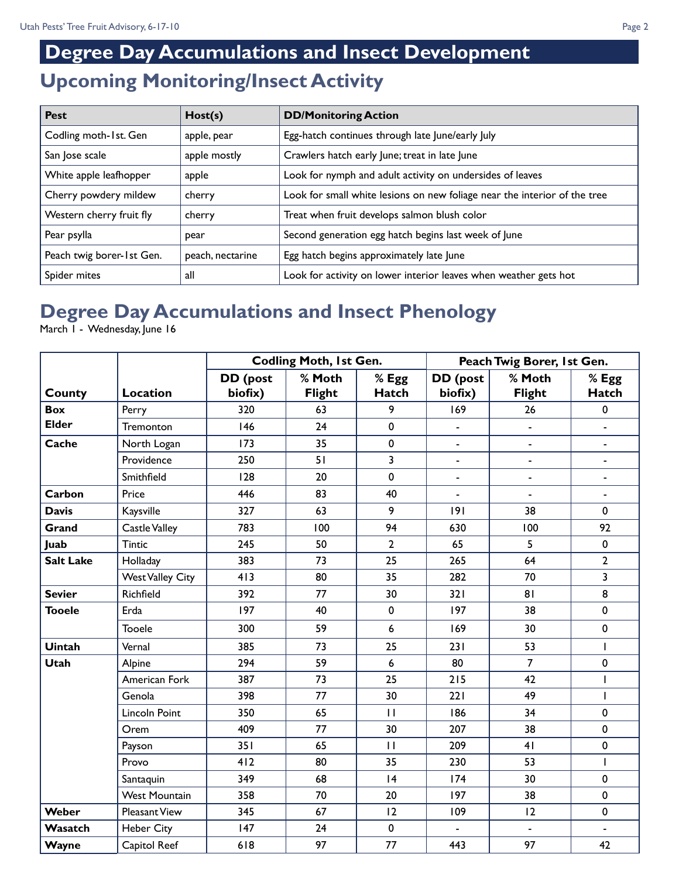# Degree Day Accumulations and Insect Development

## Upcoming Monitoring/Insect Activity

| Pest | Host(s) | DD/Monitoring Action |
|---|---|---|
| Codling moth-1st. Gen | apple, pear | Egg-hatch continues through late June/early July |
| San Jose scale | apple mostly | Crawlers hatch early June; treat in late June |
| White apple leafhopper | apple | Look for nymph and adult activity on undersides of leaves |
| Cherry powdery mildew | cherry | Look for small white lesions on new foliage near the interior of the tree |
| Western cherry fruit fly | cherry | Treat when fruit develops salmon blush color |
| Pear psylla | pear | Second generation egg hatch begins last week of June |
| Peach twig borer-1st Gen. | peach, nectarine | Egg hatch begins approximately late June |
| Spider mites | all | Look for activity on lower interior leaves when weather gets hot |

## Degree Day Accumulations and Insect Phenology

March 1 - Wednesday, June 16

| | | Codling Moth, 1st Gen. | | | Peach Twig Borer, 1st Gen. | | |
|---|---|---|---|---|---|---|---|
| **County** | **Location** | **DD (post biofix)** | **% Moth Flight** | **% Egg Hatch** | **DD (post biofix)** | **% Moth Flight** | **% Egg Hatch** |
| **Box Elder** | Perry | 320 | 63 | 9 | 169 | 26 | 0 |
| | Tremonton | 146 | 24 | 0 | - | - | - |
| **Cache** | North Logan | 173 | 35 | 0 | - | - | - |
| | Providence | 250 | 51 | 3 | - | - | - |
| | Smithfield | 128 | 20 | 0 | - | - | - |
| **Carbon** | Price | 446 | 83 | 40 | - | - | - |
| **Davis** | Kaysville | 327 | 63 | 9 | 191 | 38 | 0 |
| **Grand** | Castle Valley | 783 | 100 | 94 | 630 | 100 | 92 |
| **Juab** | Tintic | 245 | 50 | 2 | 65 | 5 | 0 |
| **Salt Lake** | Holladay | 383 | 73 | 25 | 265 | 64 | 2 |
| | West Valley City | 413 | 80 | 35 | 282 | 70 | 3 |
| **Sevier** | Richfield | 392 | 77 | 30 | 321 | 81 | 8 |
| **Tooele** | Erda | 197 | 40 | 0 | 197 | 38 | 0 |
| | Tooele | 300 | 59 | 6 | 169 | 30 | 0 |
| **Uintah** | Vernal | 385 | 73 | 25 | 231 | 53 | 1 |
| **Utah** | Alpine | 294 | 59 | 6 | 80 | 7 | 0 |
| | American Fork | 387 | 73 | 25 | 215 | 42 | 1 |
| | Genola | 398 | 77 | 30 | 221 | 49 | 1 |
| | Lincoln Point | 350 | 65 | 11 | 186 | 34 | 0 |
| | Orem | 409 | 77 | 30 | 207 | 38 | 0 |
| | Payson | 351 | 65 | 11 | 209 | 41 | 0 |
| | Provo | 412 | 80 | 35 | 230 | 53 | 1 |
| | Santaquin | 349 | 68 | 14 | 174 | 30 | 0 |
| | West Mountain | 358 | 70 | 20 | 197 | 38 | 0 |
| **Weber** | Pleasant View | 345 | 67 | 12 | 109 | 12 | 0 |
| **Wasatch** | Heber City | 147 | 24 | 0 | - | - | - |
| **Wayne** | Capitol Reef | 618 | 97 | 77 | 443 | 97 | 42 |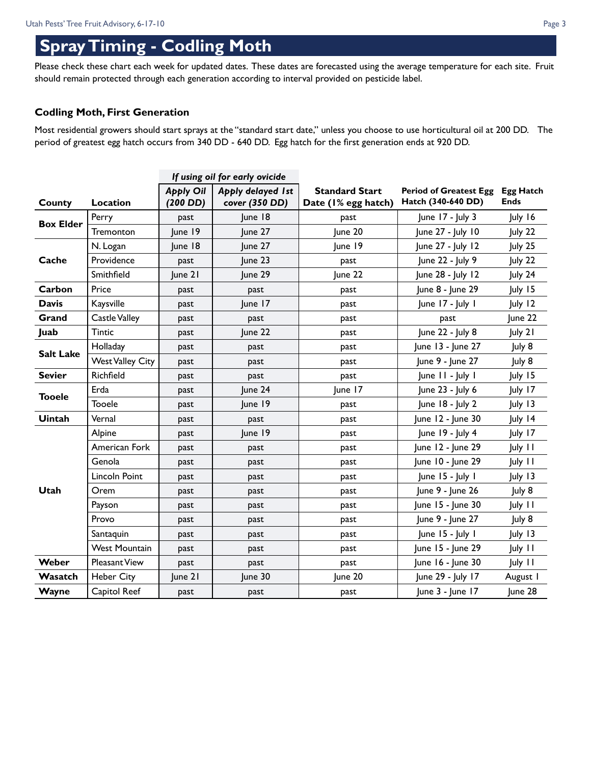# Spray Timing - Codling Moth

Please check these chart each week for updated dates. These dates are forecasted using the average temperature for each site. Fruit should remain protected through each generation according to interval provided on pesticide label.

### Codling Moth, First Generation

Most residential growers should start sprays at the "standard start date," unless you choose to use horticultural oil at 200 DD. The period of greatest egg hatch occurs from 340 DD - 640 DD. Egg hatch for the first generation ends at 920 DD.

| | | *If using oil for early ovicide* | | | | |
|---|---|---|---|---|---|---|
| **County** | **Location** | ***Apply Oil (200 DD)*** | ***Apply delayed 1st cover (350 DD)*** | **Standard Start Date (1% egg hatch)** | **Period of Greatest Egg Hatch (340-640 DD)** | **Egg Hatch Ends** |
| **Box Elder** | Perry | past | June 18 | past | June 17 - July 3 | July 16 |
| | Tremonton | June 19 | June 27 | June 20 | June 27 - July 10 | July 22 |
| **Cache** | N. Logan | June 18 | June 27 | June 19 | June 27 - July 12 | July 25 |
| | Providence | past | June 23 | past | June 22 - July 9 | July 22 |
| | Smithfield | June 21 | June 29 | June 22 | June 28 - July 12 | July 24 |
| **Carbon** | Price | past | past | past | June 8 - June 29 | July 15 |
| **Davis** | Kaysville | past | June 17 | past | June 17 - July 1 | July 12 |
| **Grand** | Castle Valley | past | past | past | past | June 22 |
| **Juab** | Tintic | past | June 22 | past | June 22 - July 8 | July 21 |
| **Salt Lake** | Holladay | past | past | past | June 13 - June 27 | July 8 |
| | West Valley City | past | past | past | June 9 - June 27 | July 8 |
| **Sevier** | Richfield | past | past | past | June 11 - July 1 | July 15 |
| **Tooele** | Erda | past | June 24 | June 17 | June 23 - July 6 | July 17 |
| | Tooele | past | June 19 | past | June 18 - July 2 | July 13 |
| **Uintah** | Vernal | past | past | past | June 12 - June 30 | July 14 |
| **Utah** | Alpine | past | June 19 | past | June 19 - July 4 | July 17 |
| | American Fork | past | past | past | June 12 - June 29 | July 11 |
| | Genola | past | past | past | June 10 - June 29 | July 11 |
| | Lincoln Point | past | past | past | June 15 - July 1 | July 13 |
| | Orem | past | past | past | June 9 - June 26 | July 8 |
| | Payson | past | past | past | June 15 - June 30 | July 11 |
| | Provo | past | past | past | June 9 - June 27 | July 8 |
| | Santaquin | past | past | past | June 15 - July 1 | July 13 |
| | West Mountain | past | past | past | June 15 - June 29 | July 11 |
| **Weber** | Pleasant View | past | past | past | June 16 - June 30 | July 11 |
| **Wasatch** | Heber City | June 21 | June 30 | June 20 | June 29 - July 17 | August 1 |
| **Wayne** | Capitol Reef | past | past | past | June 3 - June 17 | June 28 |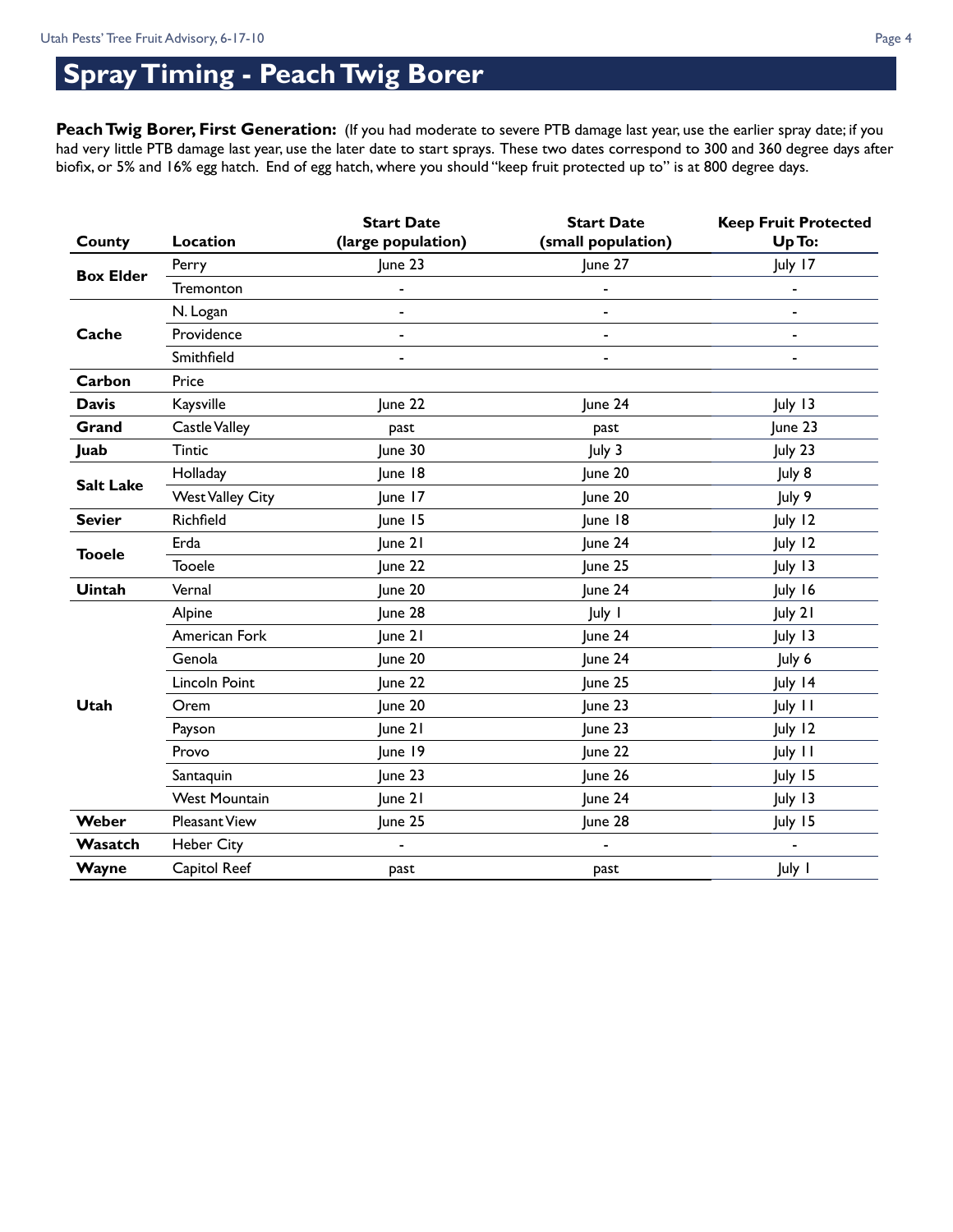# Spray Timing - Peach Twig Borer

**Peach Twig Borer, First Generation:** (If you had moderate to severe PTB damage last year, use the earlier spray date; if you had very little PTB damage last year, use the later date to start sprays. These two dates correspond to 300 and 360 degree days after biofix, or 5% and 16% egg hatch. End of egg hatch, where you should "keep fruit protected up to" is at 800 degree days.

| County | Location | Start Date (large population) | Start Date (small population) | Keep Fruit Protected Up To: |
|---|---|---|---|---|
| Box Elder | Perry | June 23 | June 27 | July 17 |
| | Tremonton | - | - | - |
| Cache | N. Logan | - | - | - |
| | Providence | - | - | - |
| | Smithfield | - | - | - |
| Carbon | Price | | | |
| Davis | Kaysville | June 22 | June 24 | July 13 |
| Grand | Castle Valley | past | past | June 23 |
| Juab | Tintic | June 30 | July 3 | July 23 |
| Salt Lake | Holladay | June 18 | June 20 | July 8 |
| | West Valley City | June 17 | June 20 | July 9 |
| Sevier | Richfield | June 15 | June 18 | July 12 |
| Tooele | Erda | June 21 | June 24 | July 12 |
| | Tooele | June 22 | June 25 | July 13 |
| Uintah | Vernal | June 20 | June 24 | July 16 |
| Utah | Alpine | June 28 | July 1 | July 21 |
| | American Fork | June 21 | June 24 | July 13 |
| | Genola | June 20 | June 24 | July 6 |
| | Lincoln Point | June 22 | June 25 | July 14 |
| | Orem | June 20 | June 23 | July 11 |
| | Payson | June 21 | June 23 | July 12 |
| | Provo | June 19 | June 22 | July 11 |
| | Santaquin | June 23 | June 26 | July 15 |
| | West Mountain | June 21 | June 24 | July 13 |
| Weber | Pleasant View | June 25 | June 28 | July 15 |
| Wasatch | Heber City | - | - | - |
| Wayne | Capitol Reef | past | past | July 1 |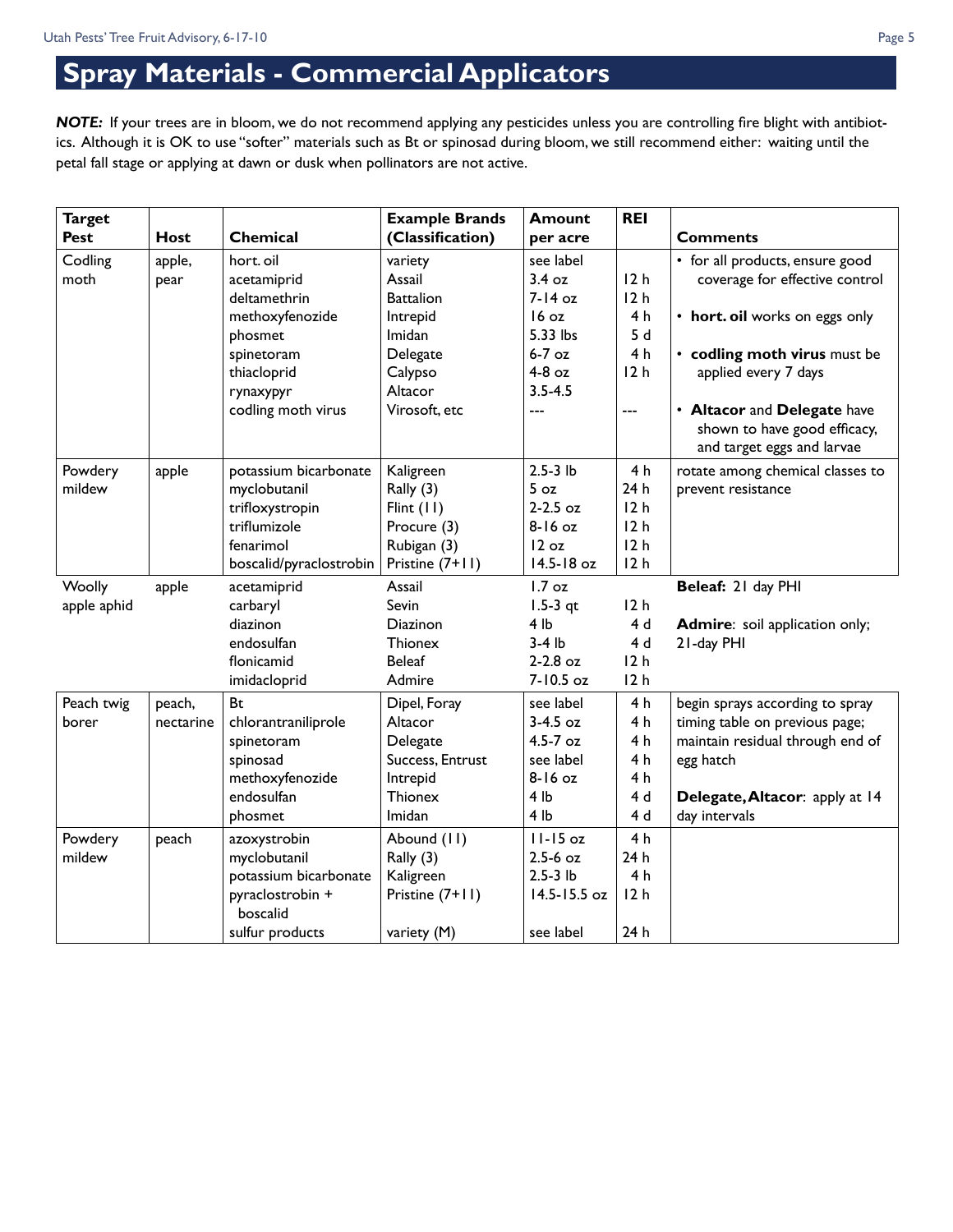# Spray Materials - Commercial Applicators

***NOTE:*** If your trees are in bloom, we do not recommend applying any pesticides unless you are controlling fire blight with antibiotics. Although it is OK to use "softer" materials such as Bt or spinosad during bloom, we still recommend either: waiting until the petal fall stage or applying at dawn or dusk when pollinators are not active.

| Target Pest | Host | Chemical | Example Brands (Classification) | Amount per acre | REI | Comments |
|---|---|---|---|---|---|---|
| Codling moth | apple, pear | hort. oil<br>acetamiprid<br>deltamethrin<br>methoxyfenozide<br>phosmet<br>spinetoram<br>thiacloprid<br>rynaxypyr<br>codling moth virus | variety<br>Assail<br>Battalion<br>Intrepid<br>Imidan<br>Delegate<br>Calypso<br>Altacor<br>Virosoft, etc | see label<br>3.4 oz<br>7-14 oz<br>16 oz<br>5.33 lbs<br>6-7 oz<br>4-8 oz<br>3.5-4.5<br>--- | <br>12 h<br>12 h<br>4 h<br>5 d<br>4 h<br>12 h<br><br>--- | • for all products, ensure good coverage for effective control<br>• **hort. oil** works on eggs only<br>• **codling moth virus** must be applied every 7 days<br>• **Altacor** and **Delegate** have shown to have good efficacy, and target eggs and larvae |
| Powdery mildew | apple | potassium bicarbonate<br>myclobutanil<br>trifloxystropin<br>triflumizole<br>fenarimol<br>boscalid/pyraclostrobin | Kaligreen<br>Rally (3)<br>Flint (11)<br>Procure (3)<br>Rubigan (3)<br>Pristine (7+11) | 2.5-3 lb<br>5 oz<br>2-2.5 oz<br>8-16 oz<br>12 oz<br>14.5-18 oz | 4 h<br>24 h<br>12 h<br>12 h<br>12 h<br>12 h | rotate among chemical classes to prevent resistance |
| Woolly apple aphid | apple | acetamiprid<br>carbaryl<br>diazinon<br>endosulfan<br>flonicamid<br>imidacloprid | Assail<br>Sevin<br>Diazinon<br>Thionex<br>Beleaf<br>Admire | 1.7 oz<br>1.5-3 qt<br>4 lb<br>3-4 lb<br>2-2.8 oz<br>7-10.5 oz | <br>12 h<br>4 d<br>4 d<br>12 h<br>12 h | **Beleaf:** 21 day PHI<br>**Admire**: soil application only; 21-day PHI |
| Peach twig borer | peach, nectarine | Bt<br>chlorantraniliprole<br>spinetoram<br>spinosad<br>methoxyfenozide<br>endosulfan<br>phosmet | Dipel, Foray<br>Altacor<br>Delegate<br>Success, Entrust<br>Intrepid<br>Thionex<br>Imidan | see label<br>3-4.5 oz<br>4.5-7 oz<br>see label<br>8-16 oz<br>4 lb<br>4 lb | 4 h<br>4 h<br>4 h<br>4 h<br>4 h<br>4 d<br>4 d | begin sprays according to spray timing table on previous page; maintain residual through end of egg hatch<br>**Delegate, Altacor**: apply at 14 day intervals |
| Powdery mildew | peach | azoxystrobin<br>myclobutanil<br>potassium bicarbonate<br>pyraclostrobin + boscalid<br>sulfur products | Abound (11)<br>Rally (3)<br>Kaligreen<br>Pristine (7+11)<br>variety (M) | 11-15 oz<br>2.5-6 oz<br>2.5-3 lb<br>14.5-15.5 oz<br>see label | 4 h<br>24 h<br>4 h<br>12 h<br>24 h | |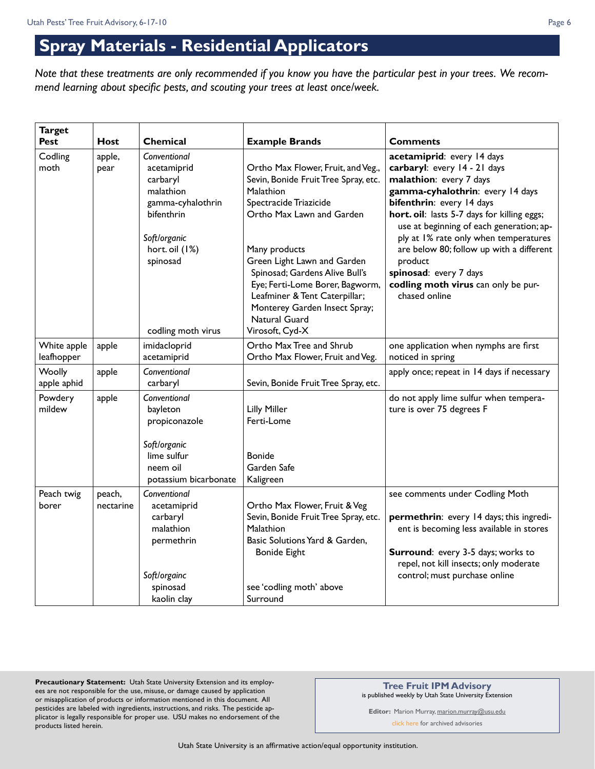# Spray Materials - Residential Applicators

*Note that these treatments are only recommended if you know you have the particular pest in your trees. We recommend learning about specific pests, and scouting your trees at least once/week.*

| Target Pest | Host | Chemical | Example Brands | Comments |
|---|---|---|---|---|
| Codling moth | apple, pear | *Conventional*<br>acetamiprid<br>carbaryl<br>malathion<br>gamma-cyhalothrin<br>bifenthrin<br><br>*Soft/organic*<br>hort. oil (1%)<br>spinosad<br><br>codling moth virus | <br>Ortho Max Flower, Fruit, and Veg.,<br>Sevin, Bonide Fruit Tree Spray, etc.<br>Malathion<br>Spectracide Triazicide<br>Ortho Max Lawn and Garden<br><br><br>Many products<br>Green Light Lawn and Garden Spinosad; Gardens Alive Bull's Eye; Ferti-Lome Borer, Bagworm, Leafminer & Tent Caterpillar; Monterey Garden Insect Spray; Natural Guard<br>Virosoft, Cyd-X | **acetamiprid**: every 14 days<br>**carbaryl**: every 14 - 21 days<br>**malathion**: every 7 days<br>**gamma-cyhalothrin**: every 14 days<br>**bifenthrin**: every 14 days<br>**hort. oil**: lasts 5-7 days for killing eggs; use at beginning of each generation; apply at 1% rate only when temperatures are below 80; follow up with a different product<br>**spinosad**: every 7 days<br>**codling moth virus** can only be purchased online |
| White apple leafhopper | apple | imidacloprid<br>acetamiprid | Ortho Max Tree and Shrub<br>Ortho Max Flower, Fruit and Veg. | one application when nymphs are first noticed in spring |
| Woolly apple aphid | apple | *Conventional*<br>carbaryl | <br>Sevin, Bonide Fruit Tree Spray, etc. | apply once; repeat in 14 days if necessary |
| Powdery mildew | apple | *Conventional*<br>bayleton<br>propiconazole<br><br>*Soft/organic*<br>lime sulfur<br>neem oil<br>potassium bicarbonate | <br>Lilly Miller<br>Ferti-Lome<br><br><br>Bonide<br>Garden Safe<br>Kaligreen | do not apply lime sulfur when temperature is over 75 degrees F |
| Peach twig borer | peach, nectarine | *Conventional*<br>acetamiprid<br>carbaryl<br>malathion<br>permethrin<br><br>*Soft/orgainc*<br>spinosad<br>kaolin clay | <br>Ortho Max Flower, Fruit & Veg<br>Sevin, Bonide Fruit Tree Spray, etc.<br>Malathion<br>Basic Solutions Yard & Garden, Bonide Eight<br><br><br>see 'codling moth' above<br>Surround | see comments under Codling Moth<br><br>**permethrin**: every 14 days; this ingredient is becoming less available in stores<br><br>**Surround**: every 3-5 days; works to repel, not kill insects; only moderate control; must purchase online |

**Precautionary Statement:** Utah State University Extension and its employees are not responsible for the use, misuse, or damage caused by application or misapplication of products or information mentioned in this document. All pesticides are labeled with ingredients, instructions, and risks. The pesticide applicator is legally responsible for proper use. USU makes no endorsement of the products listed herein.

**Tree Fruit IPM Advisory**
is published weekly by Utah State University Extension

**Editor:** Marion Murray, marion.murray@usu.edu

click here for archived advisories

Utah State University is an affirmative action/equal opportunity institution.